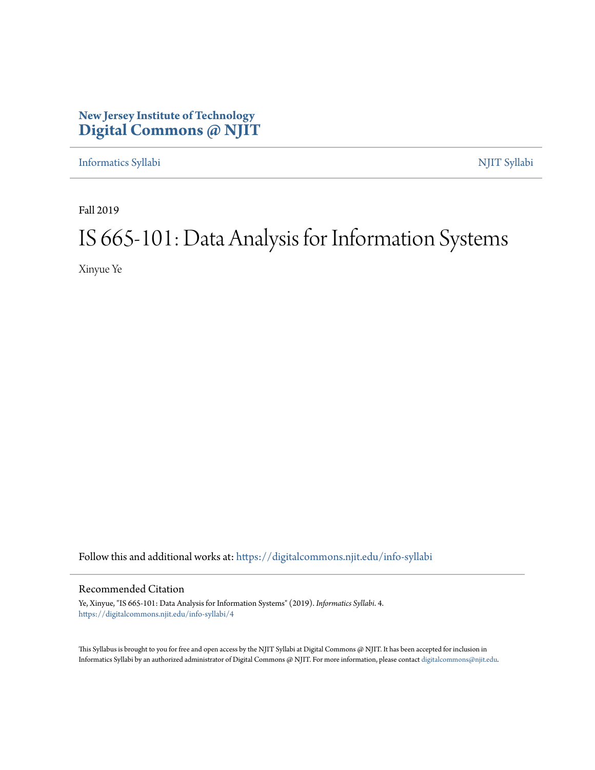**New Jersey Institute of Technology**
**Digital Commons @ NJIT**

Informatics Syllabi

NJIT Syllabi

Fall 2019

# IS 665-101: Data Analysis for Information Systems

Xinyue Ye

Follow this and additional works at: https://digitalcommons.njit.edu/info-syllabi

## Recommended Citation

Ye, Xinyue, "IS 665-101: Data Analysis for Information Systems" (2019). *Informatics Syllabi*. 4.
https://digitalcommons.njit.edu/info-syllabi/4

This Syllabus is brought to you for free and open access by the NJIT Syllabi at Digital Commons @ NJIT. It has been accepted for inclusion in Informatics Syllabi by an authorized administrator of Digital Commons @ NJIT. For more information, please contact digitalcommons@njit.edu.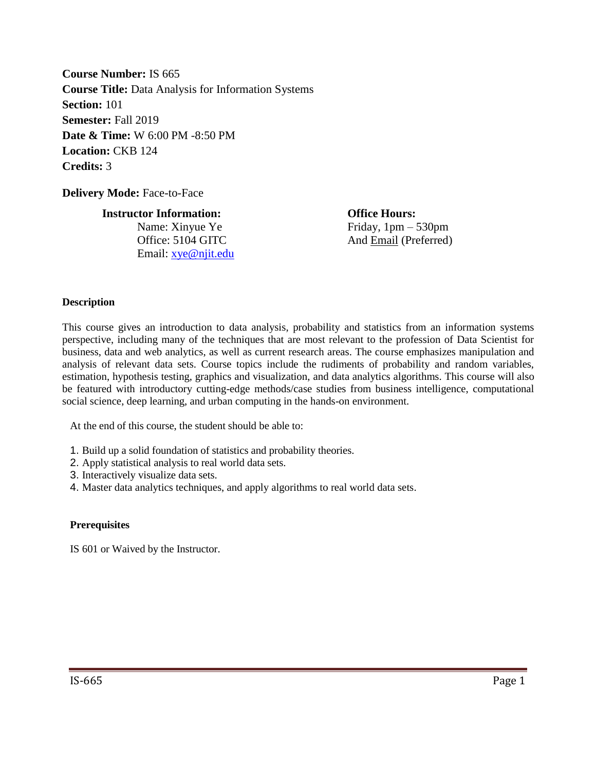**Course Number:** IS 665
**Course Title:** Data Analysis for Information Systems
**Section:** 101
**Semester:** Fall 2019
**Date & Time:** W 6:00 PM -8:50 PM
**Location:** CKB 124
**Credits:** 3

**Delivery Mode:** Face-to-Face

**Instructor Information:**
Name: Xinyue Ye
Office: 5104 GITC
Email: [xye@njit.edu](mailto:xye@njit.edu)

**Office Hours:**
Friday, 1pm – 530pm
And Email (Preferred)

**Description**

This course gives an introduction to data analysis, probability and statistics from an information systems perspective, including many of the techniques that are most relevant to the profession of Data Scientist for business, data and web analytics, as well as current research areas. The course emphasizes manipulation and analysis of relevant data sets. Course topics include the rudiments of probability and random variables, estimation, hypothesis testing, graphics and visualization, and data analytics algorithms. This course will also be featured with introductory cutting-edge methods/case studies from business intelligence, computational social science, deep learning, and urban computing in the hands-on environment.

At the end of this course, the student should be able to:

1. Build up a solid foundation of statistics and probability theories.
2. Apply statistical analysis to real world data sets.
3. Interactively visualize data sets.
4. Master data analytics techniques, and apply algorithms to real world data sets.

**Prerequisites**

IS 601 or Waived by the Instructor.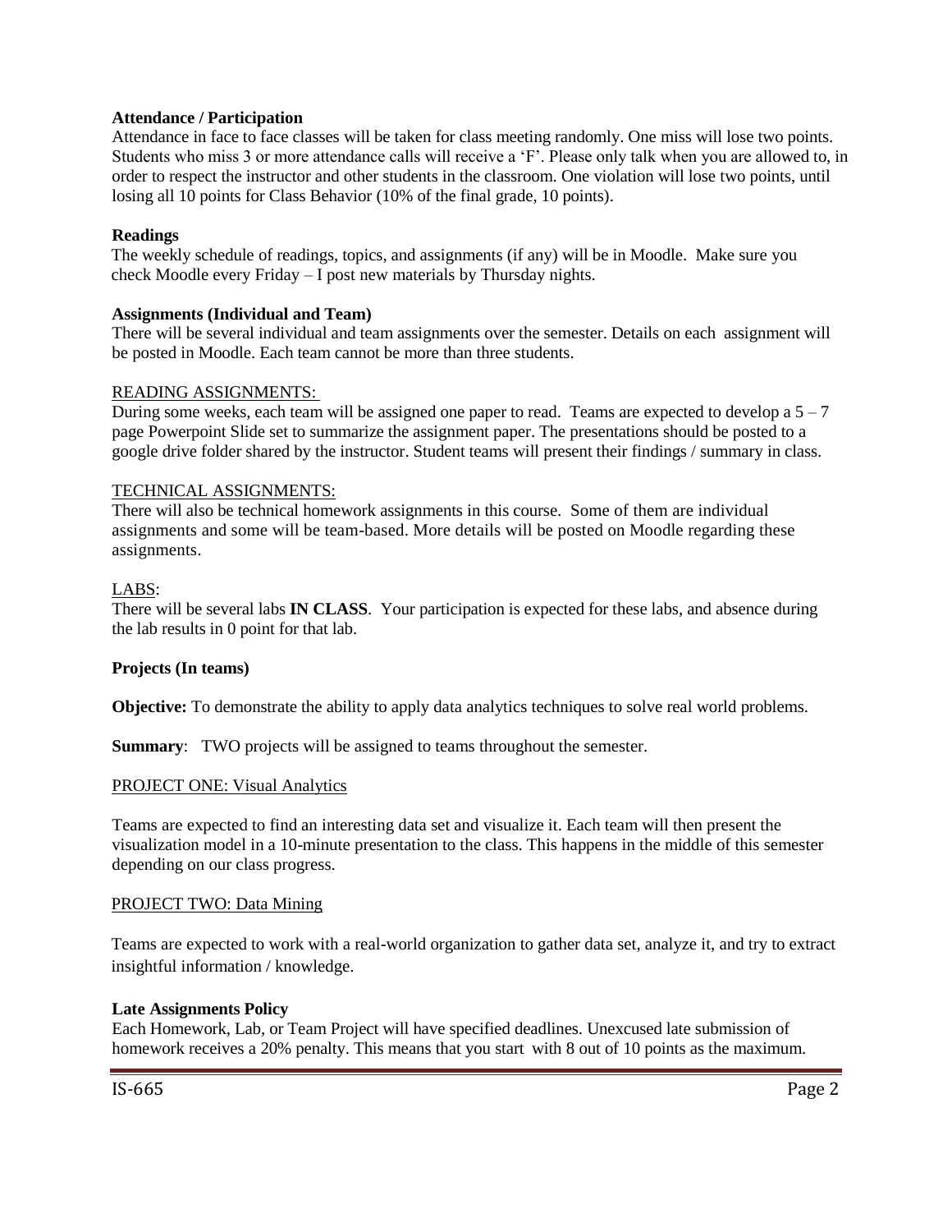**Attendance / Participation**

Attendance in face to face classes will be taken for class meeting randomly. One miss will lose two points. Students who miss 3 or more attendance calls will receive a 'F'. Please only talk when you are allowed to, in order to respect the instructor and other students in the classroom. One violation will lose two points, until losing all 10 points for Class Behavior (10% of the final grade, 10 points).

**Readings**

The weekly schedule of readings, topics, and assignments (if any) will be in Moodle. Make sure you check Moodle every Friday – I post new materials by Thursday nights.

**Assignments (Individual and Team)**

There will be several individual and team assignments over the semester. Details on each assignment will be posted in Moodle. Each team cannot be more than three students.

<u>READING ASSIGNMENTS:</u>

During some weeks, each team will be assigned one paper to read. Teams are expected to develop a 5 – 7 page Powerpoint Slide set to summarize the assignment paper. The presentations should be posted to a google drive folder shared by the instructor. Student teams will present their findings / summary in class.

<u>TECHNICAL ASSIGNMENTS:</u>

There will also be technical homework assignments in this course. Some of them are individual assignments and some will be team-based. More details will be posted on Moodle regarding these assignments.

<u>LABS</u>:

There will be several labs **IN CLASS**. Your participation is expected for these labs, and absence during the lab results in 0 point for that lab.

**Projects (In teams)**

**Objective:** To demonstrate the ability to apply data analytics techniques to solve real world problems.

**Summary**: TWO projects will be assigned to teams throughout the semester.

<u>PROJECT ONE: Visual Analytics</u>

Teams are expected to find an interesting data set and visualize it. Each team will then present the visualization model in a 10-minute presentation to the class. This happens in the middle of this semester depending on our class progress.

<u>PROJECT TWO: Data Mining</u>

Teams are expected to work with a real-world organization to gather data set, analyze it, and try to extract insightful information / knowledge.

**Late Assignments Policy**

Each Homework, Lab, or Team Project will have specified deadlines. Unexcused late submission of homework receives a 20% penalty. This means that you start with 8 out of 10 points as the maximum.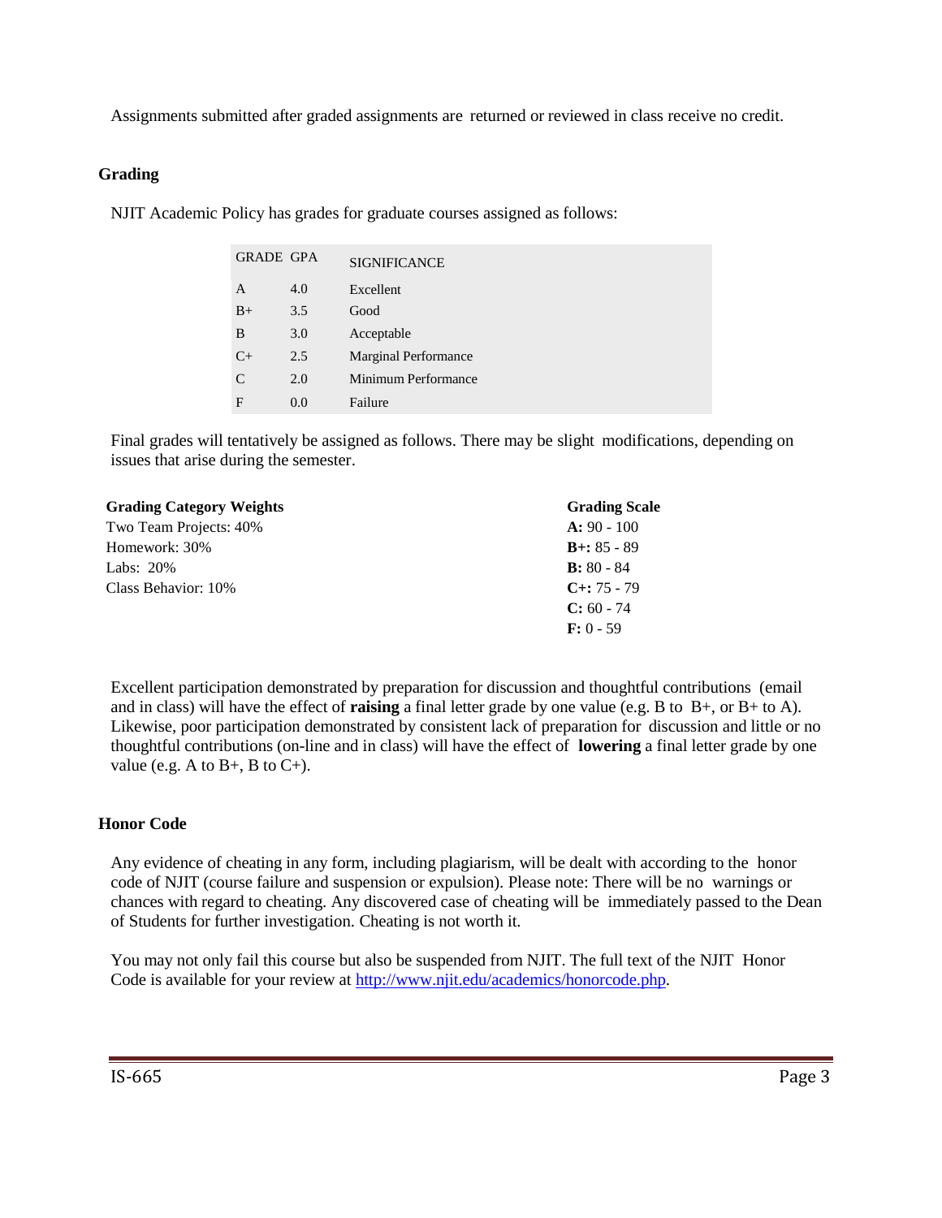Assignments submitted after graded assignments are returned or reviewed in class receive no credit.

## Grading

NJIT Academic Policy has grades for graduate courses assigned as follows:

| GRADE | GPA | SIGNIFICANCE |
|---|---|---|
| A | 4.0 | Excellent |
| B+ | 3.5 | Good |
| B | 3.0 | Acceptable |
| C+ | 2.5 | Marginal Performance |
| C | 2.0 | Minimum Performance |
| F | 0.0 | Failure |

Final grades will tentatively be assigned as follows. There may be slight modifications, depending on issues that arise during the semester.

**Grading Category Weights**

Two Team Projects: 40%
Homework: 30%
Labs: 20%
Class Behavior: 10%

**Grading Scale**

**A:** 90 - 100
**B+:** 85 - 89
**B:** 80 - 84
**C+:** 75 - 79
**C:** 60 - 74
**F:** 0 - 59

Excellent participation demonstrated by preparation for discussion and thoughtful contributions (email and in class) will have the effect of **raising** a final letter grade by one value (e.g. B to B+, or B+ to A). Likewise, poor participation demonstrated by consistent lack of preparation for discussion and little or no thoughtful contributions (on-line and in class) will have the effect of **lowering** a final letter grade by one value (e.g. A to B+, B to C+).

## Honor Code

Any evidence of cheating in any form, including plagiarism, will be dealt with according to the honor code of NJIT (course failure and suspension or expulsion). Please note: There will be no warnings or chances with regard to cheating. Any discovered case of cheating will be immediately passed to the Dean of Students for further investigation. Cheating is not worth it.

You may not only fail this course but also be suspended from NJIT. The full text of the NJIT Honor Code is available for your review at http://www.njit.edu/academics/honorcode.php.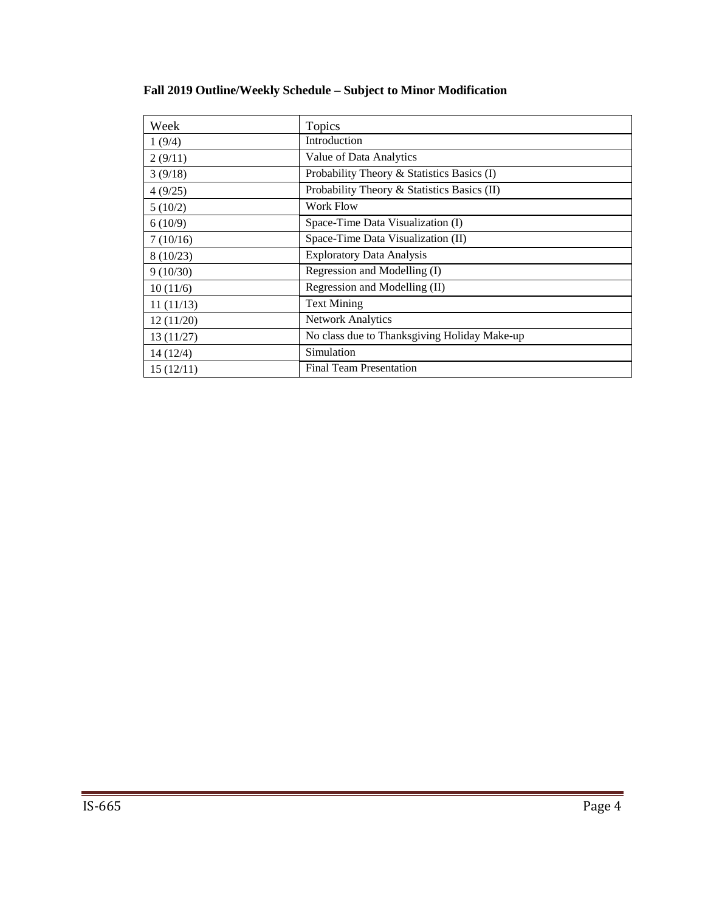**Fall 2019 Outline/Weekly Schedule – Subject to Minor Modification**

| Week | Topics |
|---|---|
| 1 (9/4) | Introduction |
| 2 (9/11) | Value of Data Analytics |
| 3 (9/18) | Probability Theory & Statistics Basics (I) |
| 4 (9/25) | Probability Theory & Statistics Basics (II) |
| 5 (10/2) | Work Flow |
| 6 (10/9) | Space-Time Data Visualization (I) |
| 7 (10/16) | Space-Time Data Visualization (II) |
| 8 (10/23) | Exploratory Data Analysis |
| 9 (10/30) | Regression and Modelling (I) |
| 10 (11/6) | Regression and Modelling (II) |
| 11 (11/13) | Text Mining |
| 12 (11/20) | Network Analytics |
| 13 (11/27) | No class due to Thanksgiving Holiday Make-up |
| 14 (12/4) | Simulation |
| 15 (12/11) | Final Team Presentation |